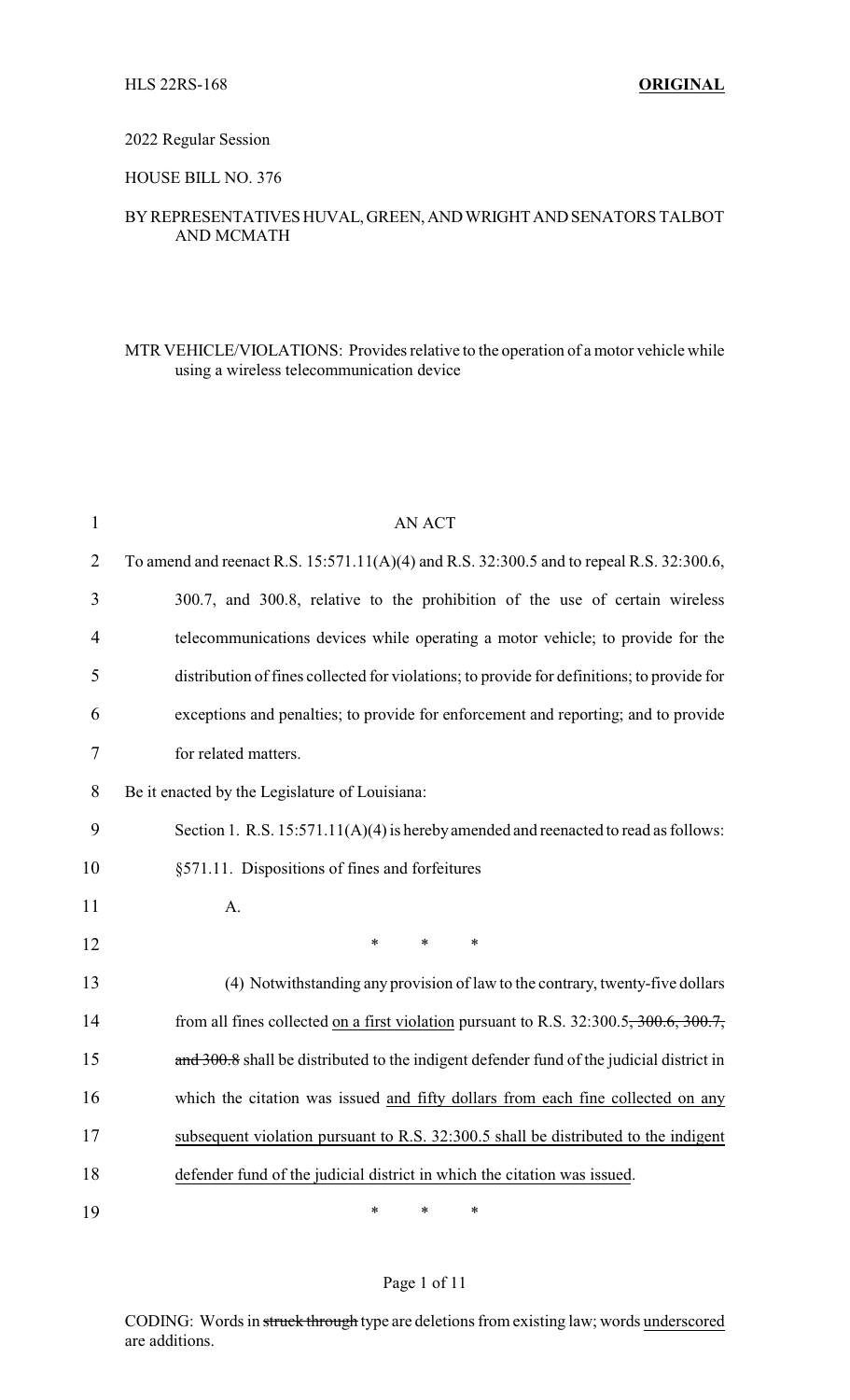HLS 22RS-168 **ORIGINAL**

2022 Regular Session

HOUSE BILL NO. 376

BY REPRESENTATIVES HUVAL, GREEN, AND WRIGHT AND SENATORS TALBOT AND MCMATH

MTR VEHICLE/VIOLATIONS: Provides relative to the operation of a motor vehicle while using a wireless telecommunication device

AN ACT

To amend and reenact R.S. 15:571.11(A)(4) and R.S. 32:300.5 and to repeal R.S. 32:300.6, 300.7, and 300.8, relative to the prohibition of the use of certain wireless telecommunications devices while operating a motor vehicle; to provide for the distribution of fines collected for violations; to provide for definitions; to provide for exceptions and penalties; to provide for enforcement and reporting; and to provide for related matters.

Be it enacted by the Legislature of Louisiana:

Section 1. R.S. 15:571.11(A)(4) is hereby amended and reenacted to read as follows:

§571.11. Dispositions of fines and forfeitures

A.

\* \* \*

(4) Notwithstanding any provision of law to the contrary, twenty-five dollars from all fines collected <u>on a first violation</u> pursuant to R.S. 32:300.5~~, 300.6, 300.7, and 300.8~~ shall be distributed to the indigent defender fund of the judicial district in which the citation was issued <u>and fifty dollars from each fine collected on any subsequent violation pursuant to R.S. 32:300.5 shall be distributed to the indigent defender fund of the judicial district in which the citation was issued</u>.

\* \* \*

CODING: Words in ~~struck through~~ type are deletions from existing law; words <u>underscored</u> are additions.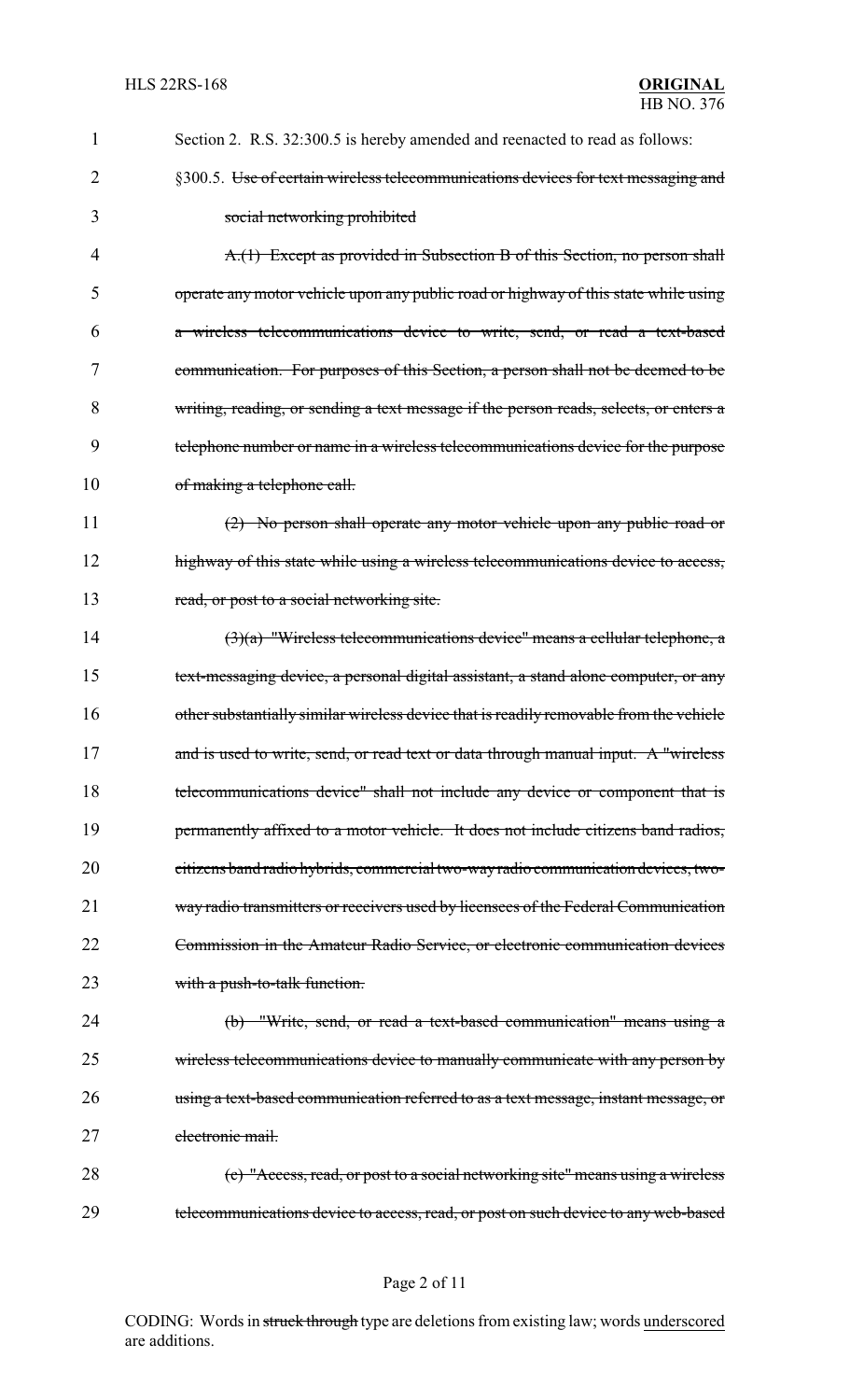Section 2. R.S. 32:300.5 is hereby amended and reenacted to read as follows:

§300.5. ~~Use of certain wireless telecommunications devices for text messaging and social networking prohibited~~

~~A.(1) Except as provided in Subsection B of this Section, no person shall operate any motor vehicle upon any public road or highway of this state while using a wireless telecommunications device to write, send, or read a text-based communication. For purposes of this Section, a person shall not be deemed to be writing, reading, or sending a text message if the person reads, selects, or enters a telephone number or name in a wireless telecommunications device for the purpose of making a telephone call.~~

~~(2) No person shall operate any motor vehicle upon any public road or highway of this state while using a wireless telecommunications device to access, read, or post to a social networking site.~~

~~(3)(a) "Wireless telecommunications device" means a cellular telephone, a text-messaging device, a personal digital assistant, a stand alone computer, or any other substantially similar wireless device that is readily removable from the vehicle and is used to write, send, or read text or data through manual input. A "wireless telecommunications device" shall not include any device or component that is permanently affixed to a motor vehicle. It does not include citizens band radios, citizens band radio hybrids, commercial two-way radio communication devices, two-way radio transmitters or receivers used by licensees of the Federal Communication Commission in the Amateur Radio Service, or electronic communication devices with a push-to-talk function.~~

~~(b) "Write, send, or read a text-based communication" means using a wireless telecommunications device to manually communicate with any person by using a text-based communication referred to as a text message, instant message, or electronic mail.~~

~~(c) "Access, read, or post to a social networking site" means using a wireless telecommunications device to access, read, or post on such device to any web-based~~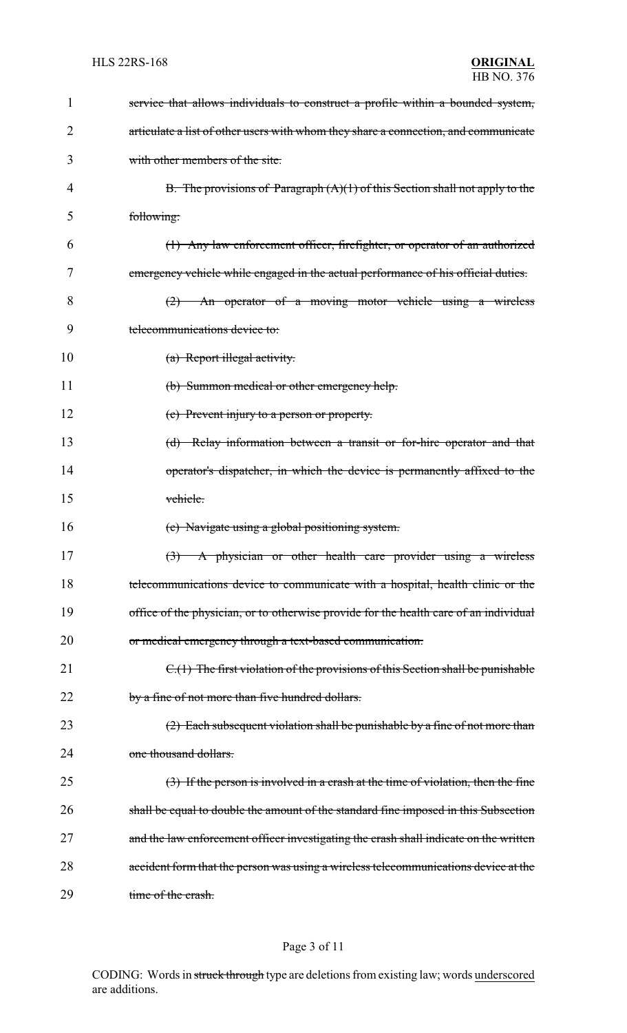~~service that allows individuals to construct a profile within a bounded system, articulate a list of other users with whom they share a connection, and communicate with other members of the site.~~

~~B. The provisions of Paragraph (A)(1) of this Section shall not apply to the following:~~

~~(1) Any law enforcement officer, firefighter, or operator of an authorized emergency vehicle while engaged in the actual performance of his official duties.~~

~~(2) An operator of a moving motor vehicle using a wireless telecommunications device to:~~

~~(a) Report illegal activity.~~

~~(b) Summon medical or other emergency help.~~

~~(c) Prevent injury to a person or property.~~

~~(d) Relay information between a transit or for-hire operator and that operator's dispatcher, in which the device is permanently affixed to the vehicle.~~

~~(e) Navigate using a global positioning system.~~

~~(3) A physician or other health care provider using a wireless telecommunications device to communicate with a hospital, health clinic or the office of the physician, or to otherwise provide for the health care of an individual or medical emergency through a text-based communication.~~

~~C.(1) The first violation of the provisions of this Section shall be punishable by a fine of not more than five hundred dollars.~~

~~(2) Each subsequent violation shall be punishable by a fine of not more than one thousand dollars.~~

~~(3) If the person is involved in a crash at the time of violation, then the fine shall be equal to double the amount of the standard fine imposed in this Subsection and the law enforcement officer investigating the crash shall indicate on the written accident form that the person was using a wireless telecommunications device at the time of the crash.~~

CODING: Words in ~~struck through~~ type are deletions from existing law; words underscored are additions.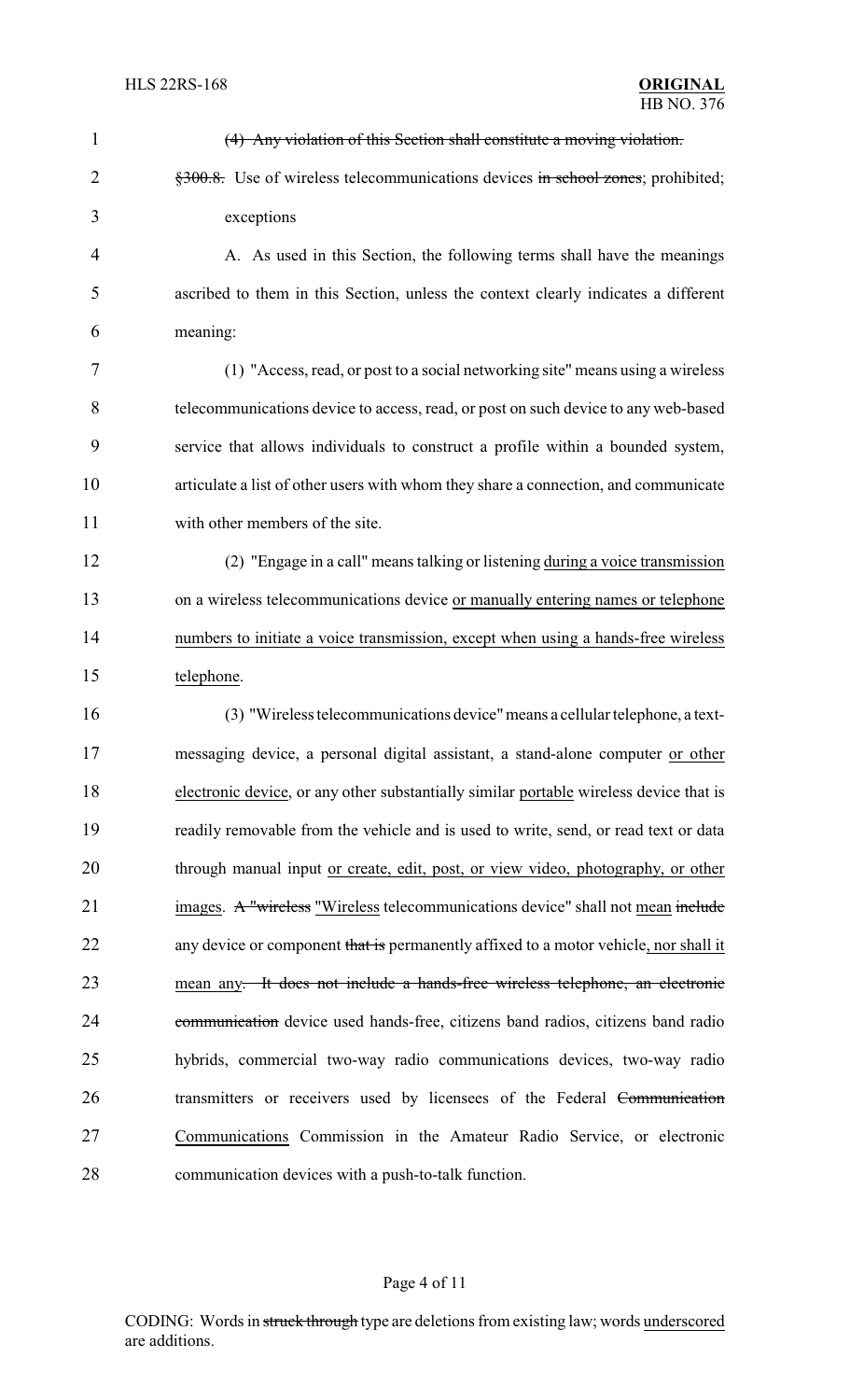~~(4) Any violation of this Section shall constitute a moving violation.~~

~~§300.8.~~ Use of wireless telecommunications devices ~~in school zones~~; prohibited; exceptions

A. As used in this Section, the following terms shall have the meanings ascribed to them in this Section, unless the context clearly indicates a different meaning:

(1) "Access, read, or post to a social networking site" means using a wireless telecommunications device to access, read, or post on such device to any web-based service that allows individuals to construct a profile within a bounded system, articulate a list of other users with whom they share a connection, and communicate with other members of the site.

(2) "Engage in a call" means talking or listening <u>during a voice transmission</u> on a wireless telecommunications device <u>or manually entering names or telephone numbers to initiate a voice transmission, except when using a hands-free wireless telephone</u>.

(3) "Wireless telecommunications device" means a cellular telephone, a text-messaging device, a personal digital assistant, a stand-alone computer <u>or other electronic device</u>, or any other substantially similar <u>portable</u> wireless device that is readily removable from the vehicle and is used to write, send, or read text or data through manual input <u>or create, edit, post, or view video, photography, or other images</u>. ~~A "wireless~~ <u>"Wireless</u> telecommunications device" shall not <u>mean</u> ~~include~~ any device or component ~~that is~~ permanently affixed to a motor vehicle<u>, nor shall it mean any</u>~~. It does not include a hands-free wireless telephone, an electronic communication~~ device used hands-free, citizens band radios, citizens band radio hybrids, commercial two-way radio communications devices, two-way radio transmitters or receivers used by licensees of the Federal ~~Communication~~ <u>Communications</u> Commission in the Amateur Radio Service, or electronic communication devices with a push-to-talk function.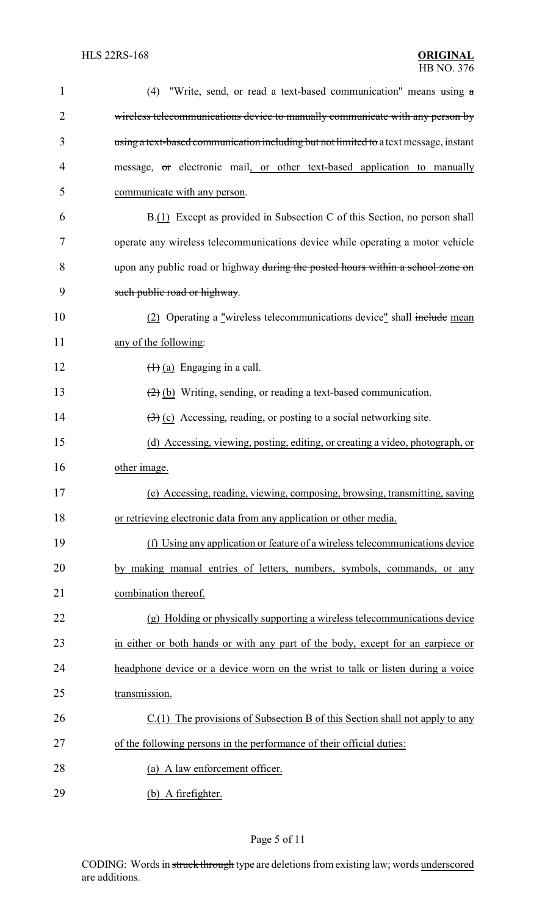(4) "Write, send, or read a text-based communication" means using ~~a wireless telecommunications device to manually communicate with any person by using a text-based communication including but not limited to~~ a text message, instant message, ~~or~~ electronic mail, or other text-based application to manually communicate with any person.

B.(1) Except as provided in Subsection C of this Section, no person shall operate any wireless telecommunications device while operating a motor vehicle upon any public road or highway ~~during the posted hours within a school zone on such public road or highway~~.

(2) Operating a "wireless telecommunications device" shall ~~include~~ mean any of the following:

~~(1)~~ (a) Engaging in a call.

~~(2)~~ (b) Writing, sending, or reading a text-based communication.

~~(3)~~ (c) Accessing, reading, or posting to a social networking site.

(d) Accessing, viewing, posting, editing, or creating a video, photograph, or other image.

(e) Accessing, reading, viewing, composing, browsing, transmitting, saving or retrieving electronic data from any application or other media.

(f) Using any application or feature of a wireless telecommunications device by making manual entries of letters, numbers, symbols, commands, or any combination thereof.

(g) Holding or physically supporting a wireless telecommunications device in either or both hands or with any part of the body, except for an earpiece or headphone device or a device worn on the wrist to talk or listen during a voice transmission.

C.(1) The provisions of Subsection B of this Section shall not apply to any of the following persons in the performance of their official duties:

(a) A law enforcement officer.

(b) A firefighter.

CODING: Words in ~~struck through~~ type are deletions from existing law; words underscored are additions.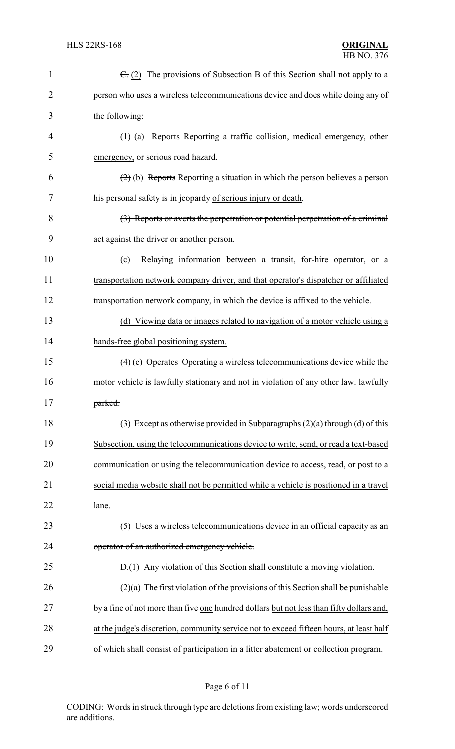~~C.~~ (2) The provisions of Subsection B of this Section shall not apply to a person who uses a wireless telecommunications device ~~and does~~ while doing any of the following:

~~(1)~~ (a) ~~Reports~~ Reporting a traffic collision, medical emergency, other emergency, or serious road hazard.

~~(2)~~ (b) ~~Reports~~ Reporting a situation in which the person believes a person ~~his personal safety~~ is in jeopardy of serious injury or death.

~~(3) Reports or averts the perpetration or potential perpetration of a criminal act against the driver or another person.~~

(c) Relaying information between a transit, for-hire operator, or a transportation network company driver, and that operator's dispatcher or affiliated transportation network company, in which the device is affixed to the vehicle.

(d) Viewing data or images related to navigation of a motor vehicle using a hands-free global positioning system.

~~(4)~~ (e) ~~Operates~~ Operating a ~~wireless telecommunications device while the~~ motor vehicle ~~is~~ lawfully stationary and not in violation of any other law. ~~lawfully parked.~~

(3) Except as otherwise provided in Subparagraphs (2)(a) through (d) of this Subsection, using the telecommunications device to write, send, or read a text-based communication or using the telecommunication device to access, read, or post to a social media website shall not be permitted while a vehicle is positioned in a travel lane.

~~(5) Uses a wireless telecommunications device in an official capacity as an operator of an authorized emergency vehicle.~~

D.(1) Any violation of this Section shall constitute a moving violation.

(2)(a) The first violation of the provisions of this Section shall be punishable by a fine of not more than ~~five~~ one hundred dollars but not less than fifty dollars and, at the judge's discretion, community service not to exceed fifteen hours, at least half of which shall consist of participation in a litter abatement or collection program.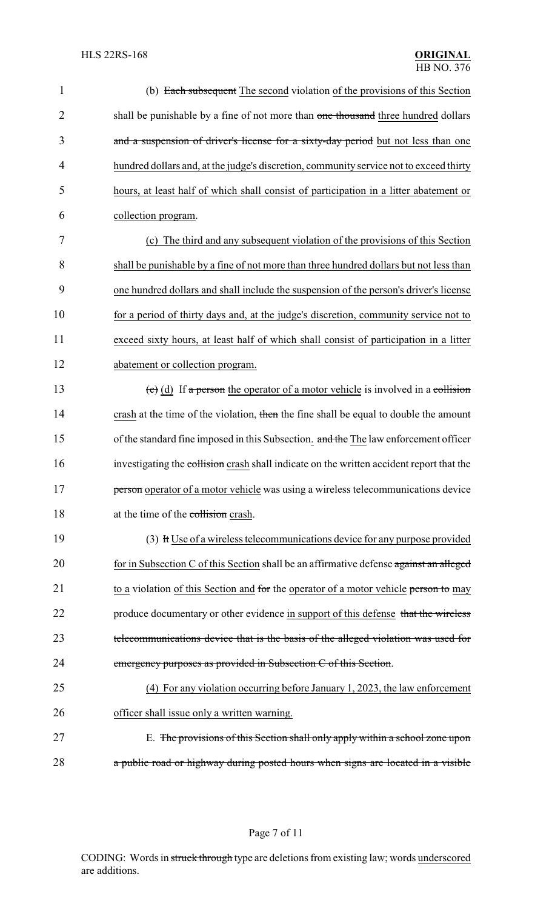(b) ~~Each subsequent~~ The second violation of the provisions of this Section shall be punishable by a fine of not more than ~~one thousand~~ three hundred dollars ~~and a suspension of driver's license for a sixty-day period~~ but not less than one hundred dollars and, at the judge's discretion, community service not to exceed thirty hours, at least half of which shall consist of participation in a litter abatement or collection program.

(c) The third and any subsequent violation of the provisions of this Section shall be punishable by a fine of not more than three hundred dollars but not less than one hundred dollars and shall include the suspension of the person's driver's license for a period of thirty days and, at the judge's discretion, community service not to exceed sixty hours, at least half of which shall consist of participation in a litter abatement or collection program.

~~(c)~~ (d) If ~~a person~~ the operator of a motor vehicle is involved in a ~~collision~~ crash at the time of the violation, ~~then~~ the fine shall be equal to double the amount of the standard fine imposed in this Subsection. ~~and the~~ The law enforcement officer investigating the ~~collision~~ crash shall indicate on the written accident report that the ~~person~~ operator of a motor vehicle was using a wireless telecommunications device at the time of the ~~collision~~ crash.

(3) ~~It~~ Use of a wireless telecommunications device for any purpose provided for in Subsection C of this Section shall be an affirmative defense ~~against an alleged~~ to a violation of this Section and ~~for~~ the operator of a motor vehicle ~~person to~~ may produce documentary or other evidence in support of this defense ~~that the wireless telecommunications device that is the basis of the alleged violation was used for emergency purposes as provided in Subsection C of this Section~~.

(4) For any violation occurring before January 1, 2023, the law enforcement officer shall issue only a written warning.

E. ~~The provisions of this Section shall only apply within a school zone upon a public road or highway during posted hours when signs are located in a visible~~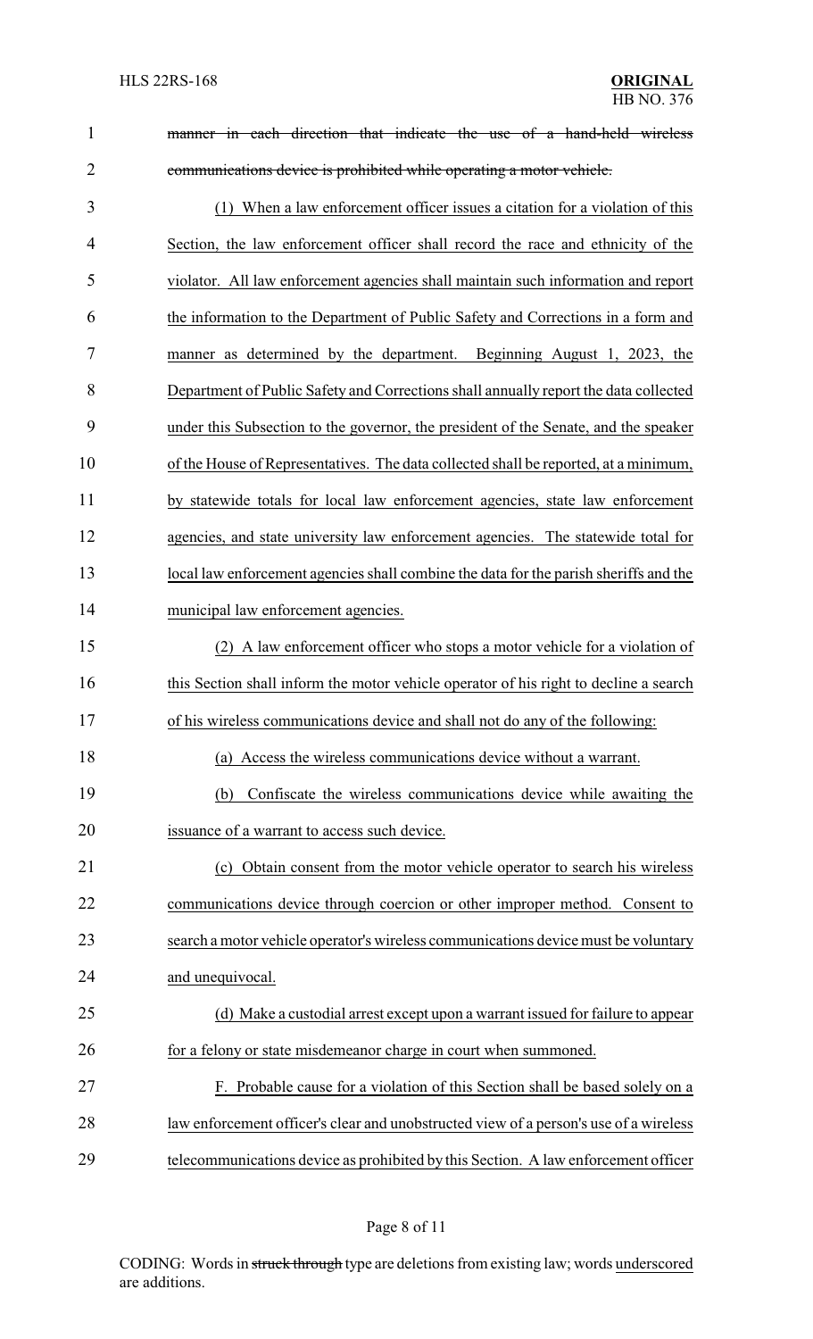~~manner in each direction that indicate the use of a hand-held wireless communications device is prohibited while operating a motor vehicle.~~

(1) When a law enforcement officer issues a citation for a violation of this Section, the law enforcement officer shall record the race and ethnicity of the violator. All law enforcement agencies shall maintain such information and report the information to the Department of Public Safety and Corrections in a form and manner as determined by the department. Beginning August 1, 2023, the Department of Public Safety and Corrections shall annually report the data collected under this Subsection to the governor, the president of the Senate, and the speaker of the House of Representatives. The data collected shall be reported, at a minimum, by statewide totals for local law enforcement agencies, state law enforcement agencies, and state university law enforcement agencies. The statewide total for local law enforcement agencies shall combine the data for the parish sheriffs and the municipal law enforcement agencies.

(2) A law enforcement officer who stops a motor vehicle for a violation of this Section shall inform the motor vehicle operator of his right to decline a search of his wireless communications device and shall not do any of the following:

(a) Access the wireless communications device without a warrant.

(b) Confiscate the wireless communications device while awaiting the issuance of a warrant to access such device.

(c) Obtain consent from the motor vehicle operator to search his wireless communications device through coercion or other improper method. Consent to search a motor vehicle operator's wireless communications device must be voluntary and unequivocal.

(d) Make a custodial arrest except upon a warrant issued for failure to appear for a felony or state misdemeanor charge in court when summoned.

F. Probable cause for a violation of this Section shall be based solely on a law enforcement officer's clear and unobstructed view of a person's use of a wireless telecommunications device as prohibited by this Section. A law enforcement officer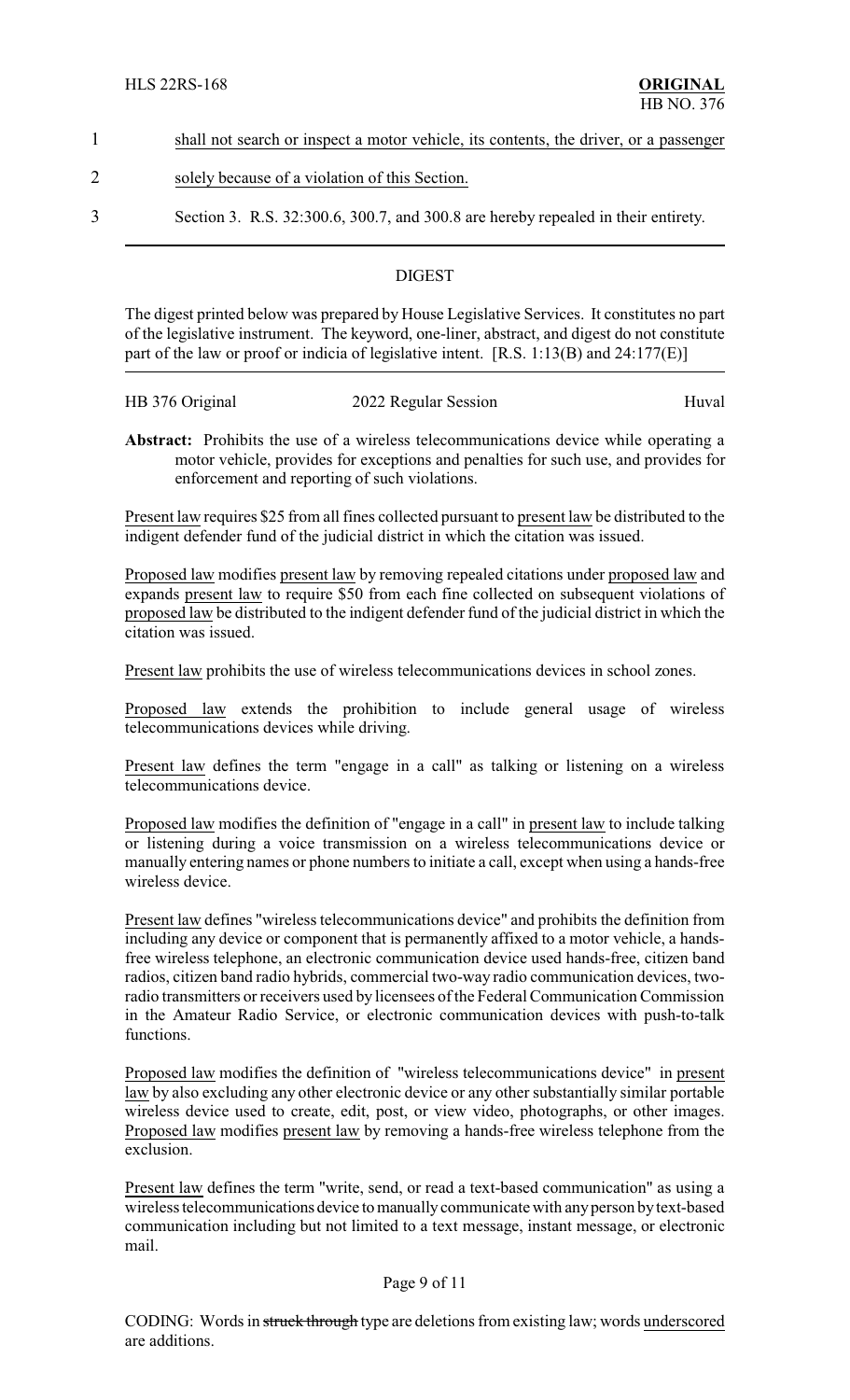1 shall not search or inspect a motor vehicle, its contents, the driver, or a passenger

2 solely because of a violation of this Section.

3 Section 3. R.S. 32:300.6, 300.7, and 300.8 are hereby repealed in their entirety.

## DIGEST

The digest printed below was prepared by House Legislative Services. It constitutes no part of the legislative instrument. The keyword, one-liner, abstract, and digest do not constitute part of the law or proof or indicia of legislative intent. [R.S. 1:13(B) and 24:177(E)]

HB 376 Original 2022 Regular Session Huval

**Abstract:** Prohibits the use of a wireless telecommunications device while operating a motor vehicle, provides for exceptions and penalties for such use, and provides for enforcement and reporting of such violations.

Present law requires $25 from all fines collected pursuant to present law be distributed to the indigent defender fund of the judicial district in which the citation was issued.

Proposed law modifies present law by removing repealed citations under proposed law and expands present law to require $50 from each fine collected on subsequent violations of proposed law be distributed to the indigent defender fund of the judicial district in which the citation was issued.

Present law prohibits the use of wireless telecommunications devices in school zones.

Proposed law extends the prohibition to include general usage of wireless telecommunications devices while driving.

Present law defines the term "engage in a call" as talking or listening on a wireless telecommunications device.

Proposed law modifies the definition of "engage in a call" in present law to include talking or listening during a voice transmission on a wireless telecommunications device or manually entering names or phone numbers to initiate a call, except when using a hands-free wireless device.

Present law defines "wireless telecommunications device" and prohibits the definition from including any device or component that is permanently affixed to a motor vehicle, a hands-free wireless telephone, an electronic communication device used hands-free, citizen band radios, citizen band radio hybrids, commercial two-way radio communication devices, two-radio transmitters or receivers used by licensees of the Federal Communication Commission in the Amateur Radio Service, or electronic communication devices with push-to-talk functions.

Proposed law modifies the definition of "wireless telecommunications device" in present law by also excluding any other electronic device or any other substantially similar portable wireless device used to create, edit, post, or view video, photographs, or other images. Proposed law modifies present law by removing a hands-free wireless telephone from the exclusion.

Present law defines the term "write, send, or read a text-based communication" as using a wireless telecommunications device to manually communicate with any person by text-based communication including but not limited to a text message, instant message, or electronic mail.

CODING: Words in ~~struck through~~ type are deletions from existing law; words underscored are additions.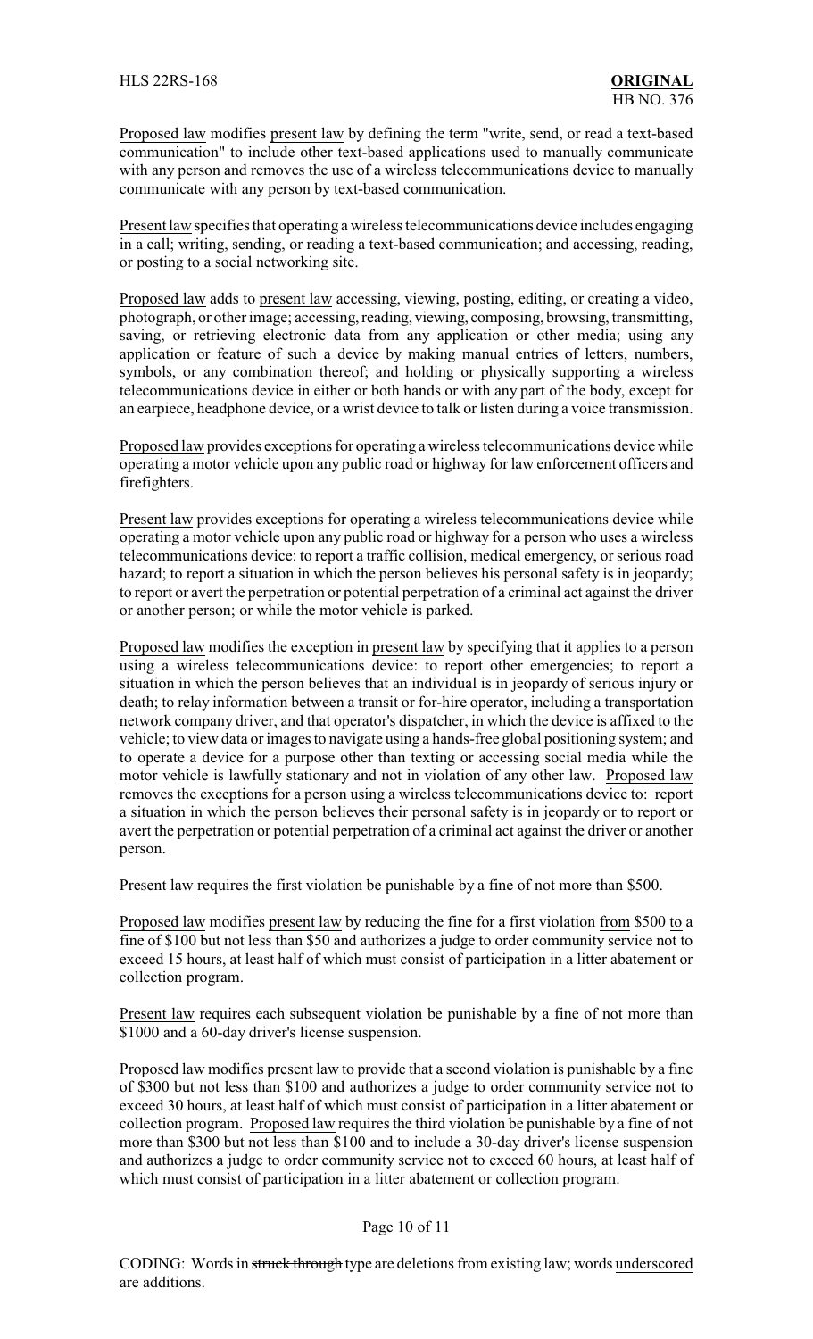Proposed law modifies present law by defining the term "write, send, or read a text-based communication" to include other text-based applications used to manually communicate with any person and removes the use of a wireless telecommunications device to manually communicate with any person by text-based communication.

Present law specifies that operating a wireless telecommunications device includes engaging in a call; writing, sending, or reading a text-based communication; and accessing, reading, or posting to a social networking site.

Proposed law adds to present law accessing, viewing, posting, editing, or creating a video, photograph, or other image; accessing, reading, viewing, composing, browsing, transmitting, saving, or retrieving electronic data from any application or other media; using any application or feature of such a device by making manual entries of letters, numbers, symbols, or any combination thereof; and holding or physically supporting a wireless telecommunications device in either or both hands or with any part of the body, except for an earpiece, headphone device, or a wrist device to talk or listen during a voice transmission.

Proposed law provides exceptions for operating a wireless telecommunications device while operating a motor vehicle upon any public road or highway for law enforcement officers and firefighters.

Present law provides exceptions for operating a wireless telecommunications device while operating a motor vehicle upon any public road or highway for a person who uses a wireless telecommunications device: to report a traffic collision, medical emergency, or serious road hazard; to report a situation in which the person believes his personal safety is in jeopardy; to report or avert the perpetration or potential perpetration of a criminal act against the driver or another person; or while the motor vehicle is parked.

Proposed law modifies the exception in present law by specifying that it applies to a person using a wireless telecommunications device: to report other emergencies; to report a situation in which the person believes that an individual is in jeopardy of serious injury or death; to relay information between a transit or for-hire operator, including a transportation network company driver, and that operator's dispatcher, in which the device is affixed to the vehicle; to view data or images to navigate using a hands-free global positioning system; and to operate a device for a purpose other than texting or accessing social media while the motor vehicle is lawfully stationary and not in violation of any other law. Proposed law removes the exceptions for a person using a wireless telecommunications device to: report a situation in which the person believes their personal safety is in jeopardy or to report or avert the perpetration or potential perpetration of a criminal act against the driver or another person.

Present law requires the first violation be punishable by a fine of not more than $500.

Proposed law modifies present law by reducing the fine for a first violation from $500 to a fine of $100 but not less than $50 and authorizes a judge to order community service not to exceed 15 hours, at least half of which must consist of participation in a litter abatement or collection program.

Present law requires each subsequent violation be punishable by a fine of not more than $1000 and a 60-day driver's license suspension.

Proposed law modifies present law to provide that a second violation is punishable by a fine of $300 but not less than $100 and authorizes a judge to order community service not to exceed 30 hours, at least half of which must consist of participation in a litter abatement or collection program. Proposed law requires the third violation be punishable by a fine of not more than $300 but not less than $100 and to include a 30-day driver's license suspension and authorizes a judge to order community service not to exceed 60 hours, at least half of which must consist of participation in a litter abatement or collection program.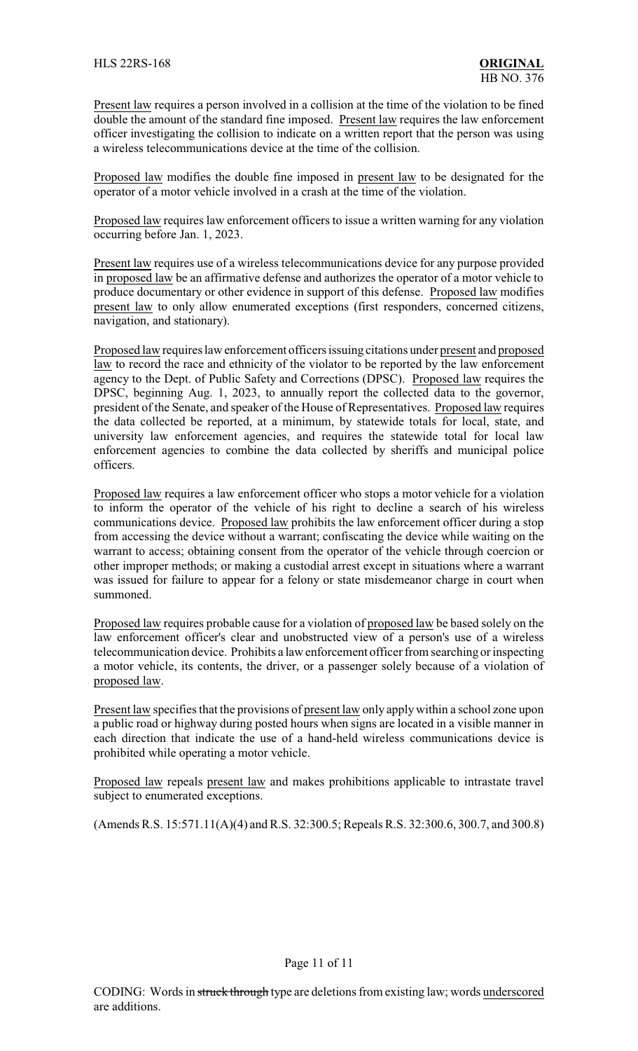Present law requires a person involved in a collision at the time of the violation to be fined double the amount of the standard fine imposed. Present law requires the law enforcement officer investigating the collision to indicate on a written report that the person was using a wireless telecommunications device at the time of the collision.

Proposed law modifies the double fine imposed in present law to be designated for the operator of a motor vehicle involved in a crash at the time of the violation.

Proposed law requires law enforcement officers to issue a written warning for any violation occurring before Jan. 1, 2023.

Present law requires use of a wireless telecommunications device for any purpose provided in proposed law be an affirmative defense and authorizes the operator of a motor vehicle to produce documentary or other evidence in support of this defense. Proposed law modifies present law to only allow enumerated exceptions (first responders, concerned citizens, navigation, and stationary).

Proposed law requires law enforcement officers issuing citations under present and proposed law to record the race and ethnicity of the violator to be reported by the law enforcement agency to the Dept. of Public Safety and Corrections (DPSC). Proposed law requires the DPSC, beginning Aug. 1, 2023, to annually report the collected data to the governor, president of the Senate, and speaker of the House of Representatives. Proposed law requires the data collected be reported, at a minimum, by statewide totals for local, state, and university law enforcement agencies, and requires the statewide total for local law enforcement agencies to combine the data collected by sheriffs and municipal police officers.

Proposed law requires a law enforcement officer who stops a motor vehicle for a violation to inform the operator of the vehicle of his right to decline a search of his wireless communications device. Proposed law prohibits the law enforcement officer during a stop from accessing the device without a warrant; confiscating the device while waiting on the warrant to access; obtaining consent from the operator of the vehicle through coercion or other improper methods; or making a custodial arrest except in situations where a warrant was issued for failure to appear for a felony or state misdemeanor charge in court when summoned.

Proposed law requires probable cause for a violation of proposed law be based solely on the law enforcement officer's clear and unobstructed view of a person's use of a wireless telecommunication device. Prohibits a law enforcement officer from searching or inspecting a motor vehicle, its contents, the driver, or a passenger solely because of a violation of proposed law.

Present law specifies that the provisions of present law only apply within a school zone upon a public road or highway during posted hours when signs are located in a visible manner in each direction that indicate the use of a hand-held wireless communications device is prohibited while operating a motor vehicle.

Proposed law repeals present law and makes prohibitions applicable to intrastate travel subject to enumerated exceptions.

(Amends R.S. 15:571.11(A)(4) and R.S. 32:300.5; Repeals R.S. 32:300.6, 300.7, and 300.8)